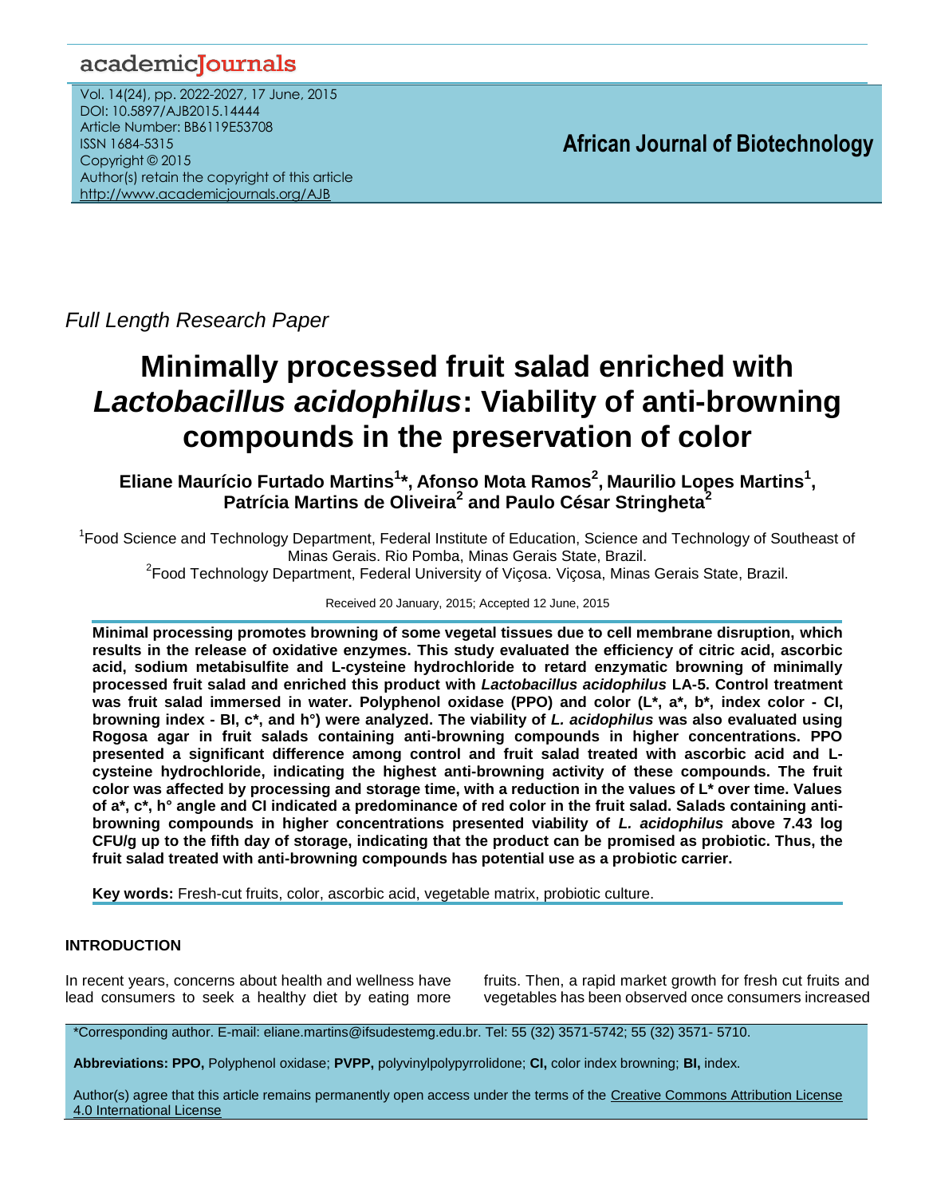*Full Length Research Paper*

# Minimally processed fruit salad enriched with *Lactobacillus acidophilus*: Viability of anti-browning compounds in the preservation of color

**Eliane Maurício Furtado Martins[1]*, Afonso Mota Ramos[2], Maurilio Lopes Martins[1], Patrícia Martins de Oliveira[2] and Paulo César Stringheta[2]**

[1]Food Science and Technology Department, Federal Institute of Education, Science and Technology of Southeast of Minas Gerais. Rio Pomba, Minas Gerais State, Brazil.

[2]Food Technology Department, Federal University of Viçosa. Viçosa, Minas Gerais State, Brazil.

Received 20 January, 2015; Accepted 12 June, 2015

**Minimal processing promotes browning of some vegetal tissues due to cell membrane disruption, which results in the release of oxidative enzymes. This study evaluated the efficiency of citric acid, ascorbic acid, sodium metabisulfite and L-cysteine hydrochloride to retard enzymatic browning of minimally processed fruit salad and enriched this product with *Lactobacillus acidophilus* LA-5. Control treatment was fruit salad immersed in water. Polyphenol oxidase (PPO) and color (L\*, a\*, b\*, index color - CI, browning index - BI, c\*, and h°) were analyzed. The viability of *L. acidophilus* was also evaluated using Rogosa agar in fruit salads containing anti-browning compounds in higher concentrations. PPO presented a significant difference among control and fruit salad treated with ascorbic acid and L-cysteine hydrochloride, indicating the highest anti-browning activity of these compounds. The fruit color was affected by processing and storage time, with a reduction in the values of L\* over time. Values of a\*, c\*, h° angle and CI indicated a predominance of red color in the fruit salad. Salads containing anti-browning compounds in higher concentrations presented viability of *L. acidophilus* above 7.43 log CFU/g up to the fifth day of storage, indicating that the product can be promised as probiotic. Thus, the fruit salad treated with anti-browning compounds has potential use as a probiotic carrier.**

**Key words:** Fresh-cut fruits, color, ascorbic acid, vegetable matrix, probiotic culture.

## INTRODUCTION

In recent years, concerns about health and wellness have lead consumers to seek a healthy diet by eating more fruits. Then, a rapid market growth for fresh cut fruits and vegetables has been observed once consumers increased

*Corresponding author. E-mail: eliane.martins@ifsudestemg.edu.br. Tel: 55 (32) 3571-5742; 55 (32) 3571- 5710.

**Abbreviations: PPO,** Polyphenol oxidase; **PVPP,** polyvinylpolypyrrolidone; **CI,** color index browning; **BI,** index.

Author(s) agree that this article remains permanently open access under the terms of the Creative Commons Attribution License 4.0 International License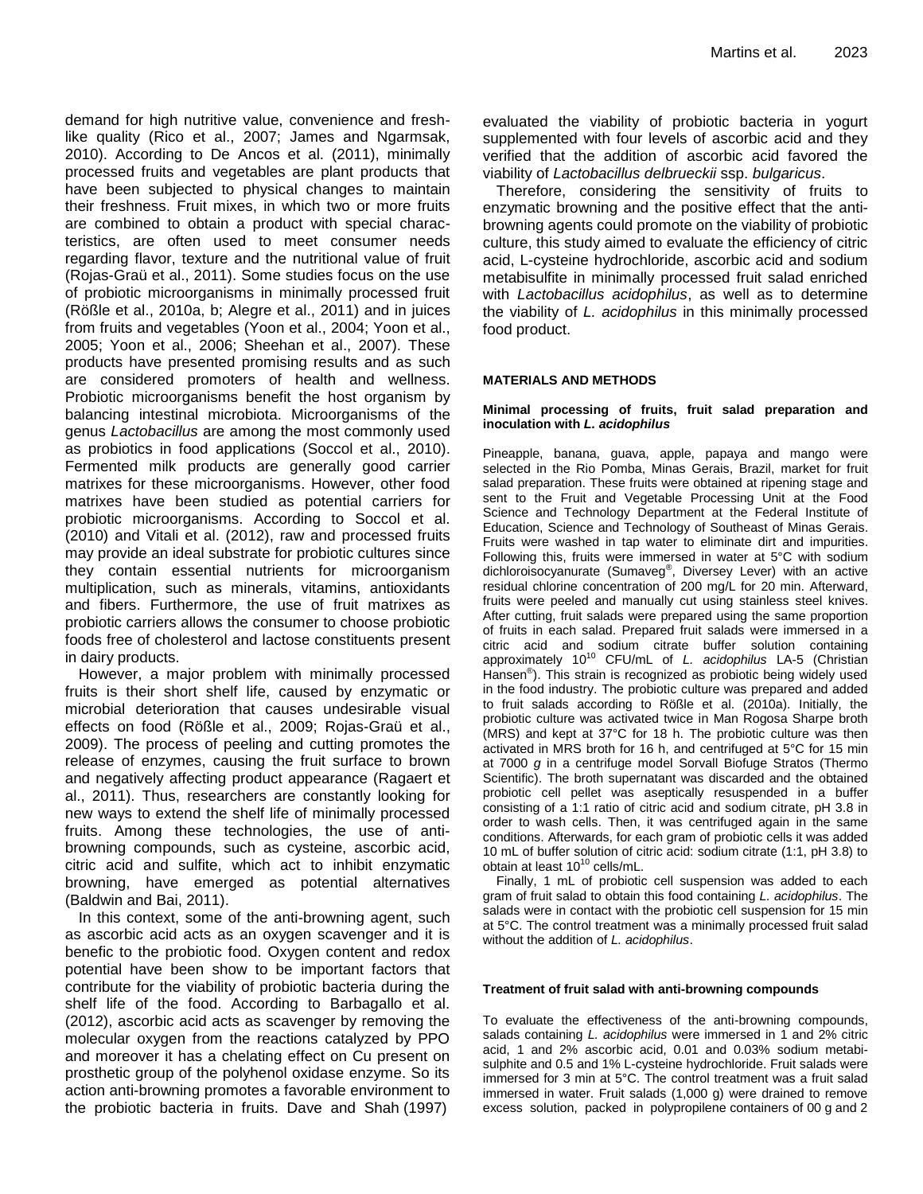demand for high nutritive value, convenience and fresh-like quality (Rico et al., 2007; James and Ngarmsak, 2010). According to De Ancos et al. (2011), minimally processed fruits and vegetables are plant products that have been subjected to physical changes to maintain their freshness. Fruit mixes, in which two or more fruits are combined to obtain a product with special characteristics, are often used to meet consumer needs regarding flavor, texture and the nutritional value of fruit (Rojas-Graü et al., 2011). Some studies focus on the use of probiotic microorganisms in minimally processed fruit (Rößle et al., 2010a, b; Alegre et al., 2011) and in juices from fruits and vegetables (Yoon et al., 2004; Yoon et al., 2005; Yoon et al., 2006; Sheehan et al., 2007). These products have presented promising results and as such are considered promoters of health and wellness. Probiotic microorganisms benefit the host organism by balancing intestinal microbiota. Microorganisms of the genus *Lactobacillus* are among the most commonly used as probiotics in food applications (Soccol et al., 2010). Fermented milk products are generally good carrier matrixes for these microorganisms. However, other food matrixes have been studied as potential carriers for probiotic microorganisms. According to Soccol et al. (2010) and Vitali et al. (2012), raw and processed fruits may provide an ideal substrate for probiotic cultures since they contain essential nutrients for microorganism multiplication, such as minerals, vitamins, antioxidants and fibers. Furthermore, the use of fruit matrixes as probiotic carriers allows the consumer to choose probiotic foods free of cholesterol and lactose constituents present in dairy products.

However, a major problem with minimally processed fruits is their short shelf life, caused by enzymatic or microbial deterioration that causes undesirable visual effects on food (Rößle et al., 2009; Rojas-Graü et al., 2009). The process of peeling and cutting promotes the release of enzymes, causing the fruit surface to brown and negatively affecting product appearance (Ragaert et al., 2011). Thus, researchers are constantly looking for new ways to extend the shelf life of minimally processed fruits. Among these technologies, the use of anti-browning compounds, such as cysteine, ascorbic acid, citric acid and sulfite, which act to inhibit enzymatic browning, have emerged as potential alternatives (Baldwin and Bai, 2011).

In this context, some of the anti-browning agent, such as ascorbic acid acts as an oxygen scavenger and it is benefic to the probiotic food. Oxygen content and redox potential have been show to be important factors that contribute for the viability of probiotic bacteria during the shelf life of the food. According to Barbagallo et al. (2012), ascorbic acid acts as scavenger by removing the molecular oxygen from the reactions catalyzed by PPO and moreover it has a chelating effect on Cu present on prosthetic group of the polyhenol oxidase enzyme. So its action anti-browning promotes a favorable environment to the probiotic bacteria in fruits. Dave and Shah (1997) evaluated the viability of probiotic bacteria in yogurt supplemented with four levels of ascorbic acid and they verified that the addition of ascorbic acid favored the viability of *Lactobacillus delbrueckii* ssp. *bulgaricus*.

Therefore, considering the sensitivity of fruits to enzymatic browning and the positive effect that the anti-browning agents could promote on the viability of probiotic culture, this study aimed to evaluate the efficiency of citric acid, L-cysteine hydrochloride, ascorbic acid and sodium metabisulfite in minimally processed fruit salad enriched with *Lactobacillus acidophilus*, as well as to determine the viability of *L. acidophilus* in this minimally processed food product.

## MATERIALS AND METHODS

### Minimal processing of fruits, fruit salad preparation and inoculation with *L. acidophilus*

Pineapple, banana, guava, apple, papaya and mango were selected in the Rio Pomba, Minas Gerais, Brazil, market for fruit salad preparation. These fruits were obtained at ripening stage and sent to the Fruit and Vegetable Processing Unit at the Food Science and Technology Department at the Federal Institute of Education, Science and Technology of Southeast of Minas Gerais. Fruits were washed in tap water to eliminate dirt and impurities. Following this, fruits were immersed in water at 5°C with sodium dichloroisocyanurate (Sumaveg®, Diversey Lever) with an active residual chlorine concentration of 200 mg/L for 20 min. Afterward, fruits were peeled and manually cut using stainless steel knives. After cutting, fruit salads were prepared using the same proportion of fruits in each salad. Prepared fruit salads were immersed in a citric acid and sodium citrate buffer solution containing approximately $10^{10}$ CFU/mL of *L. acidophilus* LA-5 (Christian Hansen®). This strain is recognized as probiotic being widely used in the food industry. The probiotic culture was prepared and added to fruit salads according to Rößle et al. (2010a). Initially, the probiotic culture was activated twice in Man Rogosa Sharpe broth (MRS) and kept at 37°C for 18 h. The probiotic culture was then activated in MRS broth for 16 h, and centrifuged at 5°C for 15 min at 7000 *g* in a centrifuge model Sorvall Biofuge Stratos (Thermo Scientific). The broth supernatant was discarded and the obtained probiotic cell pellet was aseptically resuspended in a buffer consisting of a 1:1 ratio of citric acid and sodium citrate, pH 3.8 in order to wash cells. Then, it was centrifuged again in the same conditions. Afterwards, for each gram of probiotic cells it was added 10 mL of buffer solution of citric acid: sodium citrate (1:1, pH 3.8) to obtain at least $10^{10}$ cells/mL.

Finally, 1 mL of probiotic cell suspension was added to each gram of fruit salad to obtain this food containing *L. acidophilus*. The salads were in contact with the probiotic cell suspension for 15 min at 5°C. The control treatment was a minimally processed fruit salad without the addition of *L. acidophilus*.

### Treatment of fruit salad with anti-browning compounds

To evaluate the effectiveness of the anti-browning compounds, salads containing *L. acidophilus* were immersed in 1 and 2% citric acid, 1 and 2% ascorbic acid, 0.01 and 0.03% sodium metabisulphite and 0.5 and 1% L-cysteine hydrochloride. Fruit salads were immersed for 3 min at 5°C. The control treatment was a fruit salad immersed in water. Fruit salads (1,000 g) were drained to remove excess solution, packed in polypropilene containers of 00 g and 2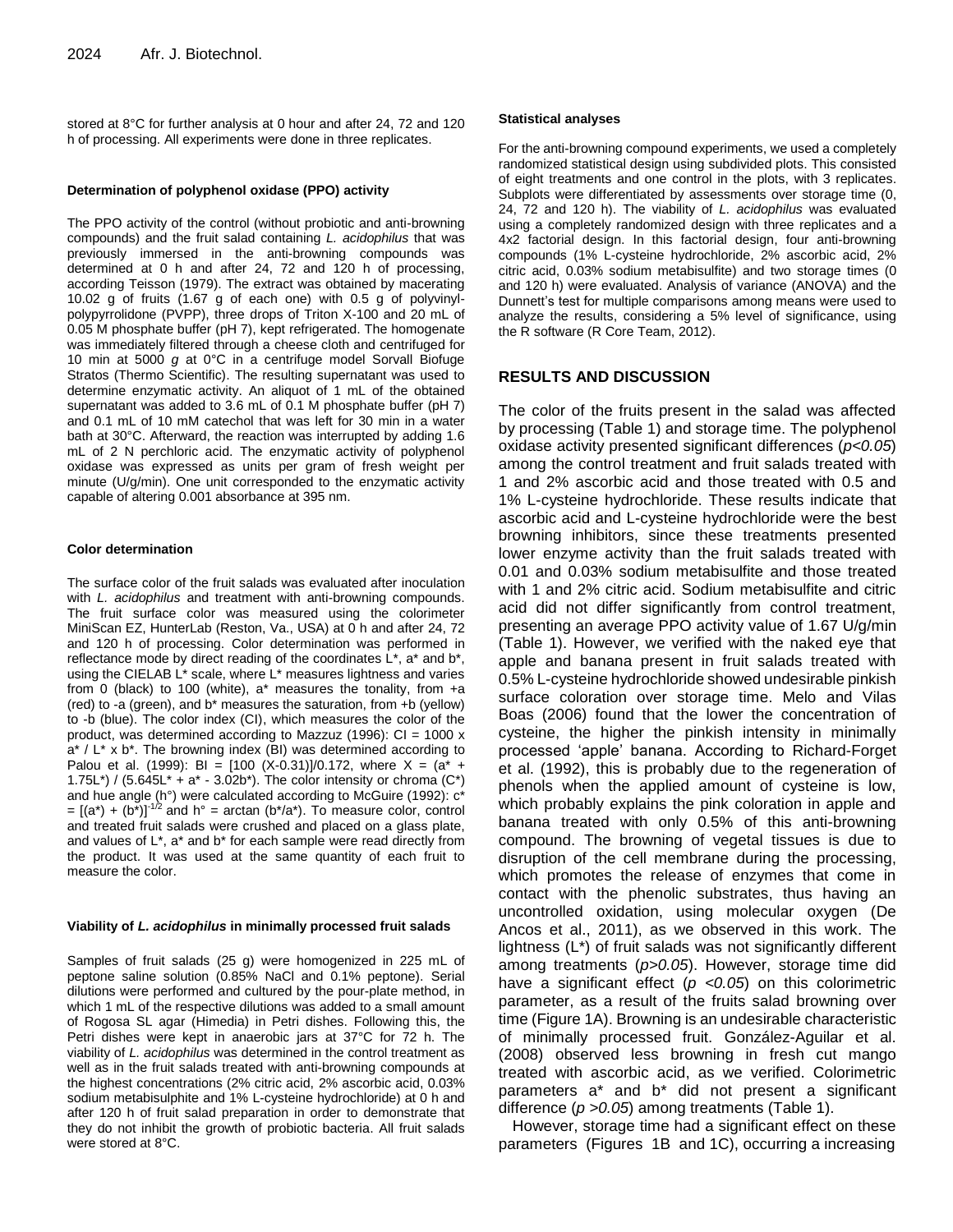stored at 8°C for further analysis at 0 hour and after 24, 72 and 120 h of processing. All experiments were done in three replicates.

#### Determination of polyphenol oxidase (PPO) activity

The PPO activity of the control (without probiotic and anti-browning compounds) and the fruit salad containing *L. acidophilus* that was previously immersed in the anti-browning compounds was determined at 0 h and after 24, 72 and 120 h of processing, according Teisson (1979). The extract was obtained by macerating 10.02 g of fruits (1.67 g of each one) with 0.5 g of polyvinyl-polypyrrolidone (PVPP), three drops of Triton X-100 and 20 mL of 0.05 M phosphate buffer (pH 7), kept refrigerated. The homogenate was immediately filtered through a cheese cloth and centrifuged for 10 min at 5000 *g* at 0°C in a centrifuge model Sorvall Biofuge Stratos (Thermo Scientific). The resulting supernatant was used to determine enzymatic activity. An aliquot of 1 mL of the obtained supernatant was added to 3.6 mL of 0.1 M phosphate buffer (pH 7) and 0.1 mL of 10 mM catechol that was left for 30 min in a water bath at 30°C. Afterward, the reaction was interrupted by adding 1.6 mL of 2 N perchloric acid. The enzymatic activity of polyphenol oxidase was expressed as units per gram of fresh weight per minute (U/g/min). One unit corresponded to the enzymatic activity capable of altering 0.001 absorbance at 395 nm.

#### Color determination

The surface color of the fruit salads was evaluated after inoculation with *L. acidophilus* and treatment with anti-browning compounds. The fruit surface color was measured using the colorimeter MiniScan EZ, HunterLab (Reston, Va., USA) at 0 h and after 24, 72 and 120 h of processing. Color determination was performed in reflectance mode by direct reading of the coordinates L\*, a\* and b\*, using the CIELAB L\* scale, where L\* measures lightness and varies from 0 (black) to 100 (white), a\* measures the tonality, from +a (red) to -a (green), and b\* measures the saturation, from +b (yellow) to -b (blue). The color index (CI), which measures the color of the product, was determined according to Mazzuz (1996): $CI = 1000 \times a^* / L^* \times b^*$. The browning index (BI) was determined according to Palou et al. (1999): $BI = [100\ (X-0.31)]/0.172$, where $X = (a^* + 1.75L^*) / (5.645L^* + a^* - 3.02b^*)$. The color intensity or chroma (C\*) and hue angle (h°) were calculated according to McGuire (1992): $c^* = [(a^*) + (b^*)]^{-1/2}$ and $h° = \arctan(b^*/a^*)$. To measure color, control and treated fruit salads were crushed and placed on a glass plate, and values of L\*, a\* and b\* for each sample were read directly from the product. It was used at the same quantity of each fruit to measure the color.

#### Viability of *L. acidophilus* in minimally processed fruit salads

Samples of fruit salads (25 g) were homogenized in 225 mL of peptone saline solution (0.85% NaCl and 0.1% peptone). Serial dilutions were performed and cultured by the pour-plate method, in which 1 mL of the respective dilutions was added to a small amount of Rogosa SL agar (Himedia) in Petri dishes. Following this, the Petri dishes were kept in anaerobic jars at 37°C for 72 h. The viability of *L. acidophilus* was determined in the control treatment as well as in the fruit salads treated with anti-browning compounds at the highest concentrations (2% citric acid, 2% ascorbic acid, 0.03% sodium metabisulphite and 1% L-cysteine hydrochloride) at 0 h and after 120 h of fruit salad preparation in order to demonstrate that they do not inhibit the growth of probiotic bacteria. All fruit salads were stored at 8°C.

#### Statistical analyses

For the anti-browning compound experiments, we used a completely randomized statistical design using subdivided plots. This consisted of eight treatments and one control in the plots, with 3 replicates. Subplots were differentiated by assessments over storage time (0, 24, 72 and 120 h). The viability of *L. acidophilus* was evaluated using a completely randomized design with three replicates and a 4x2 factorial design. In this factorial design, four anti-browning compounds (1% L-cysteine hydrochloride, 2% ascorbic acid, 2% citric acid, 0.03% sodium metabisulfite) and two storage times (0 and 120 h) were evaluated. Analysis of variance (ANOVA) and the Dunnett's test for multiple comparisons among means were used to analyze the results, considering a 5% level of significance, using the R software (R Core Team, 2012).

## RESULTS AND DISCUSSION

The color of the fruits present in the salad was affected by processing (Table 1) and storage time. The polyphenol oxidase activity presented significant differences ($p<0.05$) among the control treatment and fruit salads treated with 1 and 2% ascorbic acid and those treated with 0.5 and 1% L-cysteine hydrochloride. These results indicate that ascorbic acid and L-cysteine hydrochloride were the best browning inhibitors, since these treatments presented lower enzyme activity than the fruit salads treated with 0.01 and 0.03% sodium metabisulfite and those treated with 1 and 2% citric acid. Sodium metabisulfite and citric acid did not differ significantly from control treatment, presenting an average PPO activity value of 1.67 U/g/min (Table 1). However, we verified with the naked eye that apple and banana present in fruit salads treated with 0.5% L-cysteine hydrochloride showed undesirable pinkish surface coloration over storage time. Melo and Vilas Boas (2006) found that the lower the concentration of cysteine, the higher the pinkish intensity in minimally processed 'apple' banana. According to Richard-Forget et al. (1992), this is probably due to the regeneration of phenols when the applied amount of cysteine is low, which probably explains the pink coloration in apple and banana treated with only 0.5% of this anti-browning compound. The browning of vegetal tissues is due to disruption of the cell membrane during the processing, which promotes the release of enzymes that come in contact with the phenolic substrates, thus having an uncontrolled oxidation, using molecular oxygen (De Ancos et al., 2011), as we observed in this work. The lightness (L\*) of fruit salads was not significantly different among treatments ($p>0.05$). However, storage time did have a significant effect ($p<0.05$) on this colorimetric parameter, as a result of the fruits salad browning over time (Figure 1A). Browning is an undesirable characteristic of minimally processed fruit. González-Aguilar et al. (2008) observed less browning in fresh cut mango treated with ascorbic acid, as we verified. Colorimetric parameters a\* and b\* did not present a significant difference ($p>0.05$) among treatments (Table 1).

However, storage time had a significant effect on these parameters (Figures 1B and 1C), occurring a increasing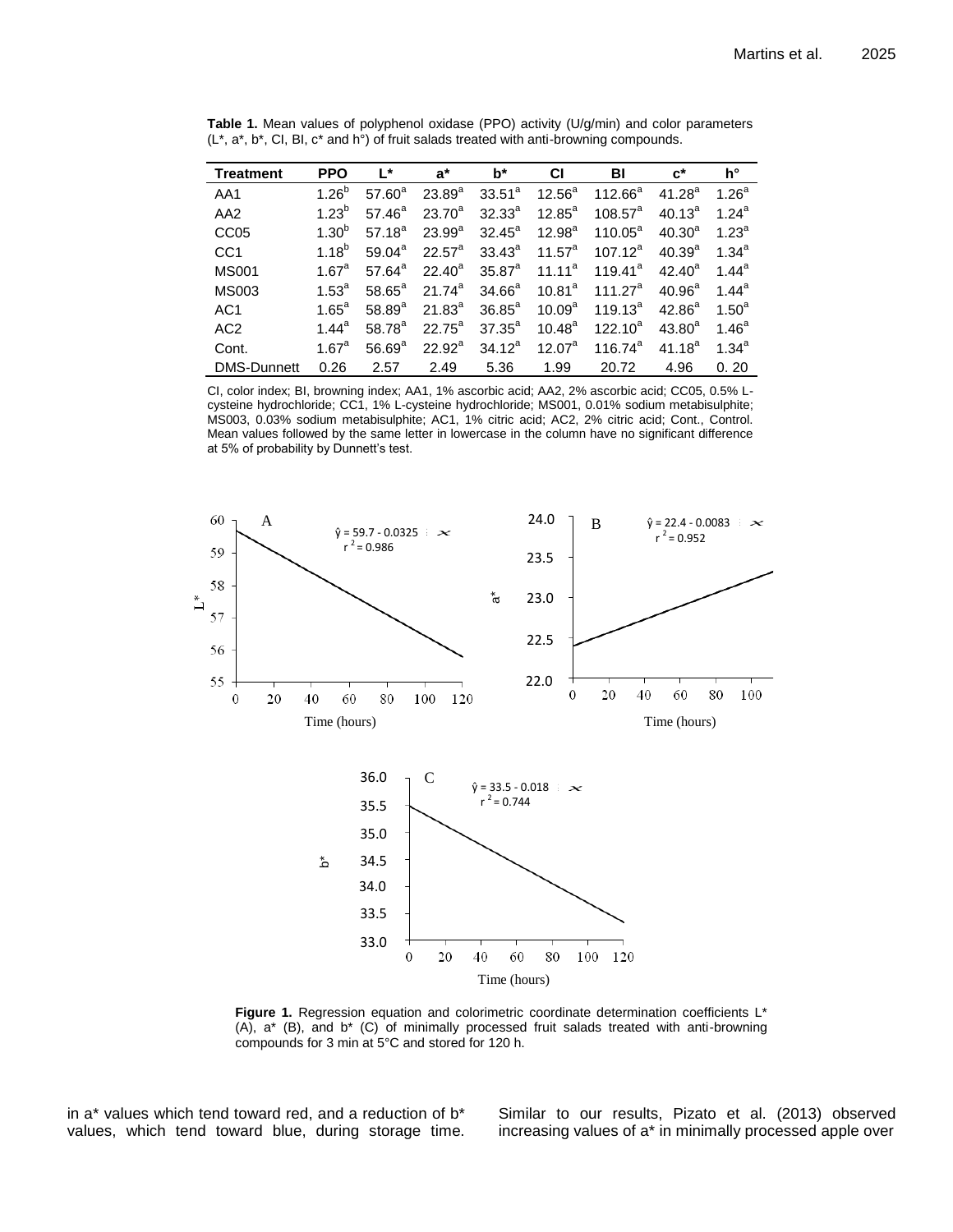**Table 1.** Mean values of polyphenol oxidase (PPO) activity (U/g/min) and color parameters (L*, a*, b*, CI, BI, c* and h°) of fruit salads treated with anti-browning compounds.

| Treatment | PPO | L* | a* | b* | CI | BI | c* | h° |
|---|---|---|---|---|---|---|---|---|
| AA1 | $1.26^b$ | $57.60^a$ | $23.89^a$ | $33.51^a$ | $12.56^a$ | $112.66^a$ | $41.28^a$ | $1.26^a$ |
| AA2 | $1.23^b$ | $57.46^a$ | $23.70^a$ | $32.33^a$ | $12.85^a$ | $108.57^a$ | $40.13^a$ | $1.24^a$ |
| CC05 | $1.30^b$ | $57.18^a$ | $23.99^a$ | $32.45^a$ | $12.98^a$ | $110.05^a$ | $40.30^a$ | $1.23^a$ |
| CC1 | $1.18^b$ | $59.04^a$ | $22.57^a$ | $33.43^a$ | $11.57^a$ | $107.12^a$ | $40.39^a$ | $1.34^a$ |
| MS001 | $1.67^a$ | $57.64^a$ | $22.40^a$ | $35.87^a$ | $11.11^a$ | $119.41^a$ | $42.40^a$ | $1.44^a$ |
| MS003 | $1.53^a$ | $58.65^a$ | $21.74^a$ | $34.66^a$ | $10.81^a$ | $111.27^a$ | $40.96^a$ | $1.44^a$ |
| AC1 | $1.65^a$ | $58.89^a$ | $21.83^a$ | $36.85^a$ | $10.09^a$ | $119.13^a$ | $42.86^a$ | $1.50^a$ |
| AC2 | $1.44^a$ | $58.78^a$ | $22.75^a$ | $37.35^a$ | $10.48^a$ | $122.10^a$ | $43.80^a$ | $1.46^a$ |
| Cont. | $1.67^a$ | $56.69^a$ | $22.92^a$ | $34.12^a$ | $12.07^a$ | $116.74^a$ | $41.18^a$ | $1.34^a$ |
| DMS-Dunnett | 0.26 | 2.57 | 2.49 | 5.36 | 1.99 | 20.72 | 4.96 | 0. 20 |

CI, color index; BI, browning index; AA1, 1% ascorbic acid; AA2, 2% ascorbic acid; CC05, 0.5% L-cysteine hydrochloride; CC1, 1% L-cysteine hydrochloride; MS001, 0.01% sodium metabisulphite; MS003, 0.03% sodium metabisulphite; AC1, 1% citric acid; AC2, 2% citric acid; Cont., Control. Mean values followed by the same letter in lowercase in the column have no significant difference at 5% of probability by Dunnett's test.

**Figure 1.** Regression equation and colorimetric coordinate determination coefficients L* (A), a* (B), and b* (C) of minimally processed fruit salads treated with anti-browning compounds for 3 min at 5°C and stored for 120 h.

in a* values which tend toward red, and a reduction of b* values, which tend toward blue, during storage time. Similar to our results, Pizato et al. (2013) observed increasing values of a* in minimally processed apple over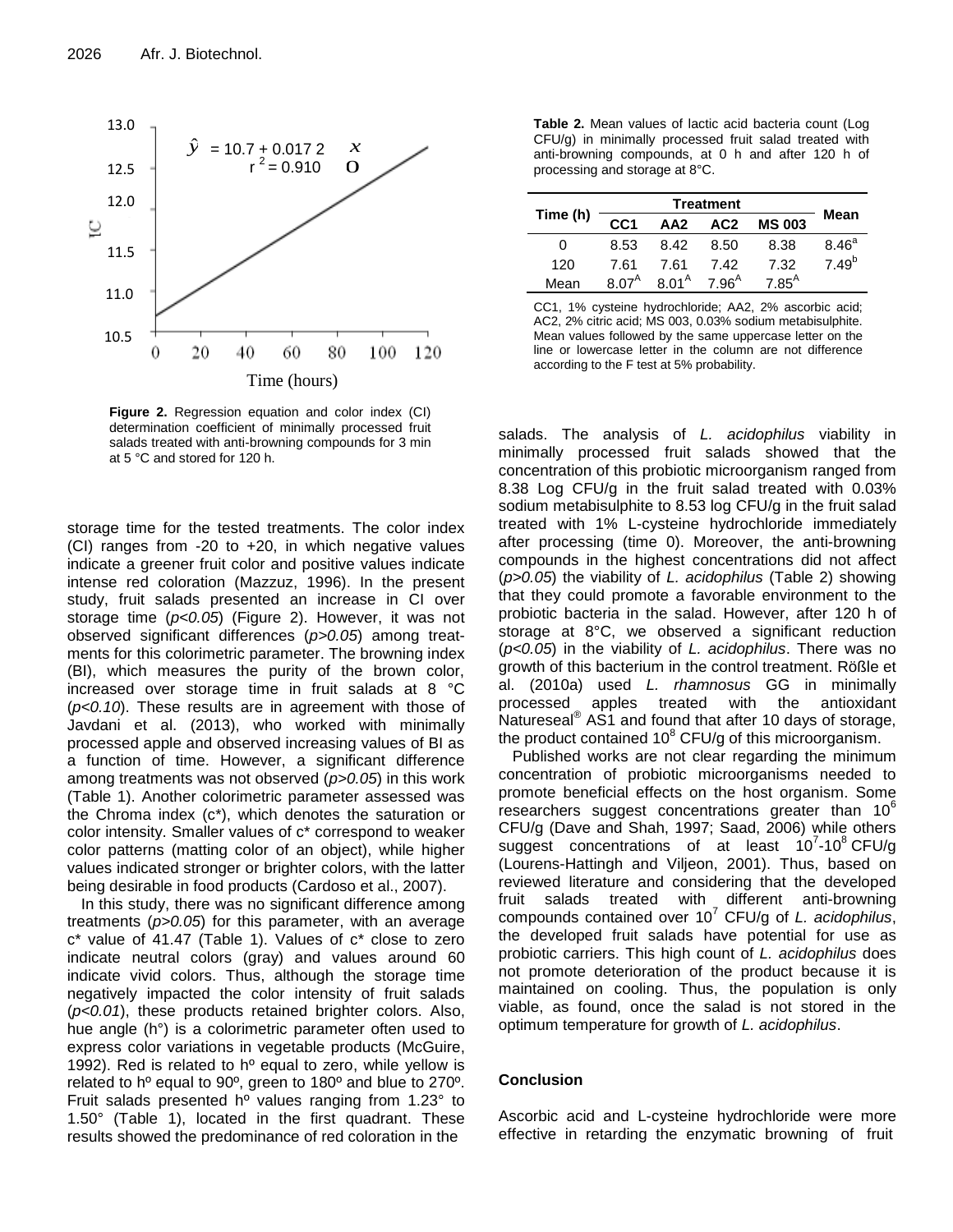Figure 2. Regression equation and color index (CI) determination coefficient of minimally processed fruit salads treated with anti-browning compounds for 3 min at 5 °C and stored for 120 h.

**Table 2.** Mean values of lactic acid bacteria count (Log CFU/g) in minimally processed fruit salad treated with anti-browning compounds, at 0 h and after 120 h of processing and storage at 8°C.

| Time (h) | Treatment | | | | Mean |
|---|---|---|---|---|---|
| | CC1 | AA2 | AC2 | MS 003 | |
| 0 | 8.53 | 8.42 | 8.50 | 8.38 | $8.46^a$ |
| 120 | 7.61 | 7.61 | 7.42 | 7.32 | $7.49^b$ |
| Mean | $8.07^A$ | $8.01^A$ | $7.96^A$ | $7.85^A$ | |

CC1, 1% cysteine hydrochloride; AA2, 2% ascorbic acid; AC2, 2% citric acid; MS 003, 0.03% sodium metabisulphite. Mean values followed by the same uppercase letter on the line or lowercase letter in the column are not difference according to the F test at 5% probability.

storage time for the tested treatments. The color index (CI) ranges from -20 to +20, in which negative values indicate a greener fruit color and positive values indicate intense red coloration (Mazzuz, 1996). In the present study, fruit salads presented an increase in CI over storage time (*p<0.05*) (Figure 2). However, it was not observed significant differences (*p>0.05*) among treatments for this colorimetric parameter. The browning index (BI), which measures the purity of the brown color, increased over storage time in fruit salads at 8 °C (*p<0.10*). These results are in agreement with those of Javdani et al. (2013), who worked with minimally processed apple and observed increasing values of BI as a function of time. However, a significant difference among treatments was not observed (*p>0.05*) in this work (Table 1). Another colorimetric parameter assessed was the Chroma index (c\*), which denotes the saturation or color intensity. Smaller values of c\* correspond to weaker color patterns (matting color of an object), while higher values indicated stronger or brighter colors, with the latter being desirable in food products (Cardoso et al., 2007).

In this study, there was no significant difference among treatments (*p>0.05*) for this parameter, with an average c\* value of 41.47 (Table 1). Values of c\* close to zero indicate neutral colors (gray) and values around 60 indicate vivid colors. Thus, although the storage time negatively impacted the color intensity of fruit salads (*p<0.01*), these products retained brighter colors. Also, hue angle (h°) is a colorimetric parameter often used to express color variations in vegetable products (McGuire, 1992). Red is related to hº equal to zero, while yellow is related to hº equal to 90º, green to 180º and blue to 270º. Fruit salads presented hº values ranging from 1.23° to 1.50° (Table 1), located in the first quadrant. These results showed the predominance of red coloration in the salads. The analysis of *L. acidophilus* viability in minimally processed fruit salads showed that the concentration of this probiotic microorganism ranged from 8.38 Log CFU/g in the fruit salad treated with 0.03% sodium metabisulphite to 8.53 log CFU/g in the fruit salad treated with 1% L-cysteine hydrochloride immediately after processing (time 0). Moreover, the anti-browning compounds in the highest concentrations did not affect (*p>0.05*) the viability of *L. acidophilus* (Table 2) showing that they could promote a favorable environment to the probiotic bacteria in the salad. However, after 120 h of storage at 8°C, we observed a significant reduction (*p<0.05*) in the viability of *L. acidophilus*. There was no growth of this bacterium in the control treatment. Rößle et al. (2010a) used *L. rhamnosus* GG in minimally processed apples treated with the antioxidant Natureseal® AS1 and found that after 10 days of storage, the product contained $10^8$ CFU/g of this microorganism.

Published works are not clear regarding the minimum concentration of probiotic microorganisms needed to promote beneficial effects on the host organism. Some researchers suggest concentrations greater than $10^6$ CFU/g (Dave and Shah, 1997; Saad, 2006) while others suggest concentrations of at least $10^7$-$10^8$ CFU/g (Lourens-Hattingh and Viljeon, 2001). Thus, based on reviewed literature and considering that the developed fruit salads treated with different anti-browning compounds contained over $10^7$ CFU/g of *L. acidophilus*, the developed fruit salads have potential for use as probiotic carriers. This high count of *L. acidophilus* does not promote deterioration of the product because it is maintained on cooling. Thus, the population is only viable, as found, once the salad is not stored in the optimum temperature for growth of *L. acidophilus*.

## Conclusion

Ascorbic acid and L-cysteine hydrochloride were more effective in retarding the enzymatic browning of fruit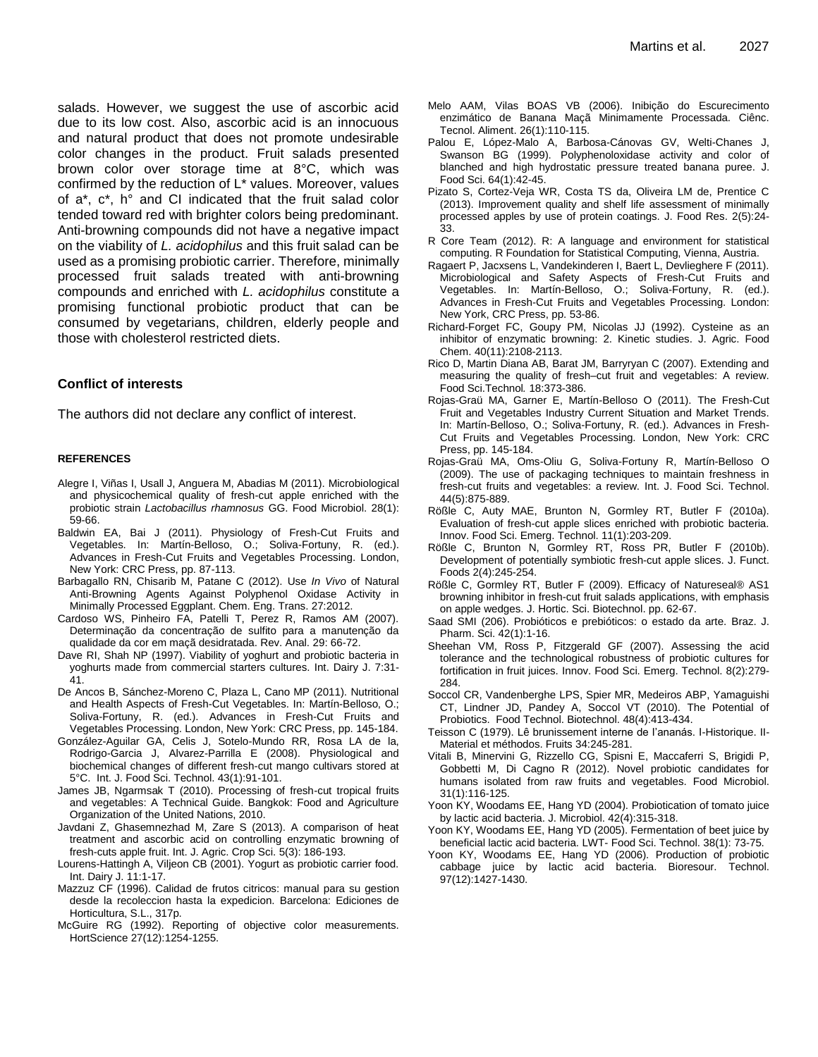salads. However, we suggest the use of ascorbic acid due to its low cost. Also, ascorbic acid is an innocuous and natural product that does not promote undesirable color changes in the product. Fruit salads presented brown color over storage time at 8°C, which was confirmed by the reduction of L* values. Moreover, values of a*, c*, h° and CI indicated that the fruit salad color tended toward red with brighter colors being predominant. Anti-browning compounds did not have a negative impact on the viability of *L. acidophilus* and this fruit salad can be used as a promising probiotic carrier. Therefore, minimally processed fruit salads treated with anti-browning compounds and enriched with *L. acidophilus* constitute a promising functional probiotic product that can be consumed by vegetarians, children, elderly people and those with cholesterol restricted diets.

## Conflict of interests

The authors did not declare any conflict of interest.

## REFERENCES

Alegre I, Viñas I, Usall J, Anguera M, Abadias M (2011). Microbiological and physicochemical quality of fresh-cut apple enriched with the probiotic strain *Lactobacillus rhamnosus* GG. Food Microbiol. 28(1): 59-66.

Baldwin EA, Bai J (2011). Physiology of Fresh-Cut Fruits and Vegetables. In: Martín-Belloso, O.; Soliva-Fortuny, R. (ed.). Advances in Fresh-Cut Fruits and Vegetables Processing. London, New York: CRC Press, pp. 87-113.

Barbagallo RN, Chisarib M, Patane C (2012). Use *In Vivo* of Natural Anti-Browning Agents Against Polyphenol Oxidase Activity in Minimally Processed Eggplant. Chem. Eng. Trans. 27:2012.

Cardoso WS, Pinheiro FA, Patelli T, Perez R, Ramos AM (2007). Determinação da concentração de sulfito para a manutenção da qualidade da cor em maçã desidratada. Rev. Anal. 29: 66-72.

Dave RI, Shah NP (1997). Viability of yoghurt and probiotic bacteria in yoghurts made from commercial starters cultures. Int. Dairy J. 7:31-41.

De Ancos B, Sánchez-Moreno C, Plaza L, Cano MP (2011). Nutritional and Health Aspects of Fresh-Cut Vegetables. In: Martín-Belloso, O.; Soliva-Fortuny, R. (ed.). Advances in Fresh-Cut Fruits and Vegetables Processing. London, New York: CRC Press, pp. 145-184.

González-Aguilar GA, Celis J, Sotelo-Mundo RR, Rosa LA de la, Rodrigo-Garcia J, Alvarez-Parrilla E (2008). Physiological and biochemical changes of different fresh-cut mango cultivars stored at 5°C. Int. J. Food Sci. Technol. 43(1):91-101.

James JB, Ngarmsak T (2010). Processing of fresh-cut tropical fruits and vegetables: A Technical Guide. Bangkok: Food and Agriculture Organization of the United Nations, 2010.

Javdani Z, Ghasemnezhad M, Zare S (2013). A comparison of heat treatment and ascorbic acid on controlling enzymatic browning of fresh-cuts apple fruit. Int. J. Agric. Crop Sci. 5(3): 186-193.

Lourens-Hattingh A, Viljeon CB (2001). Yogurt as probiotic carrier food. Int. Dairy J. 11:1-17.

Mazzuz CF (1996). Calidad de frutos citricos: manual para su gestion desde la recoleccion hasta la expedicion. Barcelona: Ediciones de Horticultura, S.L., 317p.

McGuire RG (1992). Reporting of objective color measurements. HortScience 27(12):1254-1255.

Melo AAM, Vilas BOAS VB (2006). Inibição do Escurecimento enzimático de Banana Maçã Minimamente Processada. Ciênc. Tecnol. Aliment. 26(1):110-115.

Palou E, López-Malo A, Barbosa-Cánovas GV, Welti-Chanes J, Swanson BG (1999). Polyphenoloxidase activity and color of blanched and high hydrostatic pressure treated banana puree. J. Food Sci. 64(1):42-45.

Pizato S, Cortez-Veja WR, Costa TS da, Oliveira LM de, Prentice C (2013). Improvement quality and shelf life assessment of minimally processed apples by use of protein coatings. J. Food Res. 2(5):24-33.

R Core Team (2012). R: A language and environment for statistical computing. R Foundation for Statistical Computing, Vienna, Austria.

Ragaert P, Jacxsens L, Vandekinderen I, Baert L, Devlieghere F (2011). Microbiological and Safety Aspects of Fresh-Cut Fruits and Vegetables. In: Martín-Belloso, O.; Soliva-Fortuny, R. (ed.). Advances in Fresh-Cut Fruits and Vegetables Processing. London: New York, CRC Press, pp. 53-86.

Richard-Forget FC, Goupy PM, Nicolas JJ (1992). Cysteine as an inhibitor of enzymatic browning: 2. Kinetic studies. J. Agric. Food Chem. 40(11):2108-2113.

Rico D, Martin Diana AB, Barat JM, Barryryan C (2007). Extending and measuring the quality of fresh–cut fruit and vegetables: A review. Food Sci.Technol*.* 18:373-386.

Rojas-Graü MA, Garner E, Martín-Belloso O (2011). The Fresh-Cut Fruit and Vegetables Industry Current Situation and Market Trends. In: Martín-Belloso, O.; Soliva-Fortuny, R. (ed.). Advances in Fresh-Cut Fruits and Vegetables Processing. London, New York: CRC Press, pp. 145-184.

Rojas-Graü MA, Oms-Oliu G, Soliva-Fortuny R, Martín-Belloso O (2009). The use of packaging techniques to maintain freshness in fresh-cut fruits and vegetables: a review. Int. J. Food Sci. Technol. 44(5):875-889.

Rößle C, Auty MAE, Brunton N, Gormley RT, Butler F (2010a). Evaluation of fresh-cut apple slices enriched with probiotic bacteria. Innov. Food Sci. Emerg. Technol. 11(1):203-209.

Rößle C, Brunton N, Gormley RT, Ross PR, Butler F (2010b). Development of potentially symbiotic fresh-cut apple slices. J. Funct. Foods 2(4):245-254.

Rößle C, Gormley RT, Butler F (2009). Efficacy of Natureseal® AS1 browning inhibitor in fresh-cut fruit salads applications, with emphasis on apple wedges. J. Hortic. Sci. Biotechnol. pp. 62-67.

Saad SMI (206). Probióticos e prebióticos: o estado da arte. Braz. J. Pharm. Sci. 42(1):1-16.

Sheehan VM, Ross P, Fitzgerald GF (2007). Assessing the acid tolerance and the technological robustness of probiotic cultures for fortification in fruit juices. Innov. Food Sci. Emerg. Technol. 8(2):279-284.

Soccol CR, Vandenberghe LPS, Spier MR, Medeiros ABP, Yamaguishi CT, Lindner JD, Pandey A, Soccol VT (2010). The Potential of Probiotics. Food Technol. Biotechnol. 48(4):413-434.

Teisson C (1979). Lê brunissement interne de l'ananás. I-Historique. II-Material et méthodos. Fruits 34:245-281.

Vitali B, Minervini G, Rizzello CG, Spisni E, Maccaferri S, Brigidi P, Gobbetti M, Di Cagno R (2012). Novel probiotic candidates for humans isolated from raw fruits and vegetables. Food Microbiol. 31(1):116-125.

Yoon KY, Woodams EE, Hang YD (2004). Probiotication of tomato juice by lactic acid bacteria. J. Microbiol. 42(4):315-318.

Yoon KY, Woodams EE, Hang YD (2005). Fermentation of beet juice by beneficial lactic acid bacteria. LWT- Food Sci. Technol. 38(1): 73-75.

Yoon KY, Woodams EE, Hang YD (2006). Production of probiotic cabbage juice by lactic acid bacteria. Bioresour. Technol. 97(12):1427-1430.